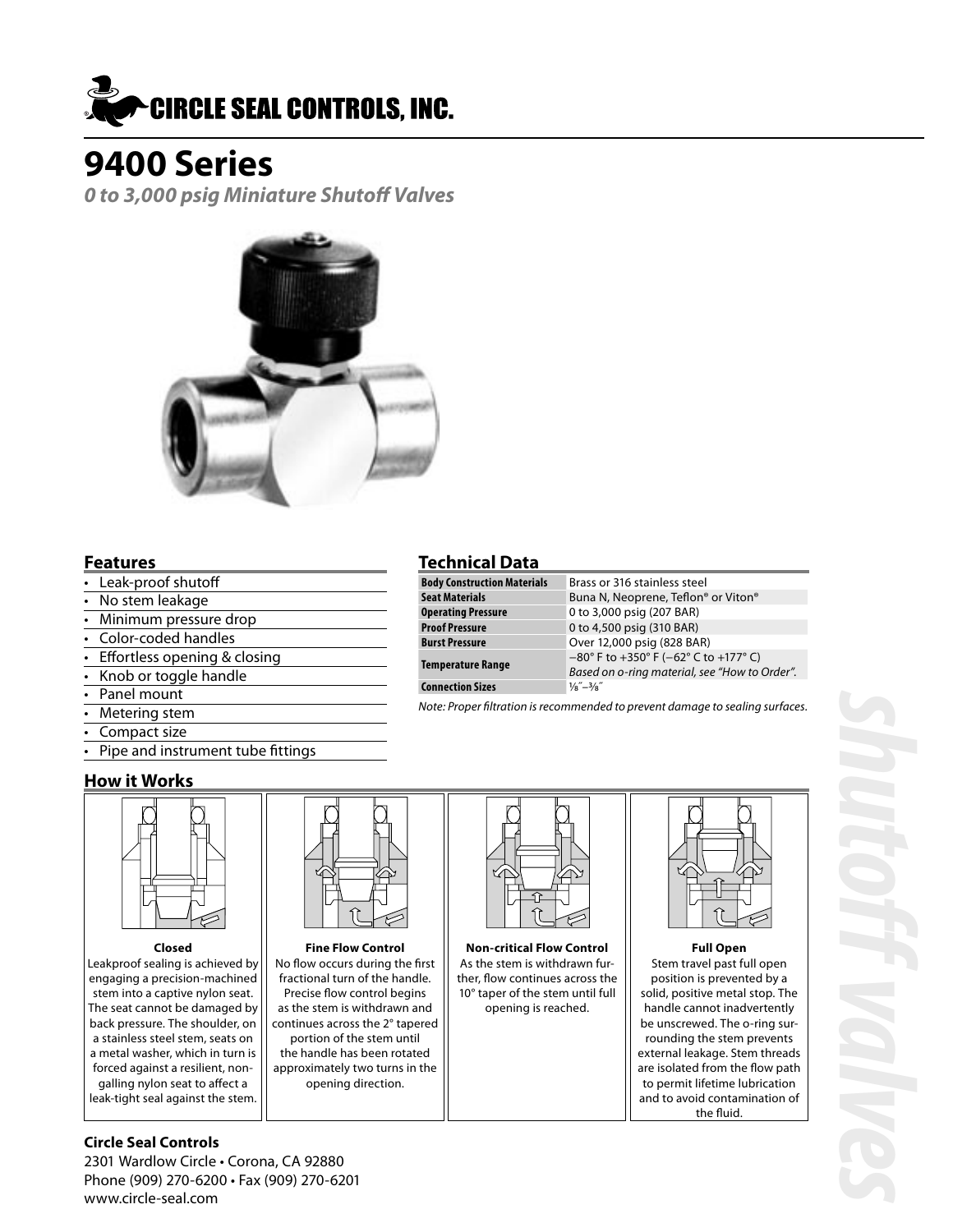# CIRCLE SEAL CONTROLS, INC.

# 9400 Series

***0 to 3,000 psig Miniature Shutoff Valves***

## Features

- Leak-proof shutoff
- No stem leakage
- Minimum pressure drop
- Color-coded handles
- Effortless opening & closing
- Knob or toggle handle
- Panel mount
- Metering stem
- Compact size
- Pipe and instrument tube fittings

## Technical Data

| | |
|---|---|
| **Body Construction Materials** | Brass or 316 stainless steel |
| **Seat Materials** | Buna N, Neoprene, Teflon® or Viton® |
| **Operating Pressure** | 0 to 3,000 psig (207 BAR) |
| **Proof Pressure** | 0 to 4,500 psig (310 BAR) |
| **Burst Pressure** | Over 12,000 psig (828 BAR) |
| **Temperature Range** | −80° F to +350° F (−62° C to +177° C) *Based on o-ring material, see "How to Order".* |
| **Connection Sizes** | ⅛″–⅜″ |

*Note: Proper filtration is recommended to prevent damage to sealing surfaces.*

## How it Works

**Closed**
Leakproof sealing is achieved by engaging a precision-machined stem into a captive nylon seat. The seat cannot be damaged by back pressure. The shoulder, on a stainless steel stem, seats on a metal washer, which in turn is forced against a resilient, non-galling nylon seat to affect a leak-tight seal against the stem.

**Fine Flow Control**
No flow occurs during the first fractional turn of the handle. Precise flow control begins as the stem is withdrawn and continues across the 2° tapered portion of the stem until the handle has been rotated approximately two turns in the opening direction.

**Non-critical Flow Control**
As the stem is withdrawn further, flow continues across the 10° taper of the stem until full opening is reached.

**Full Open**
Stem travel past full open position is prevented by a solid, positive metal stop. The handle cannot inadvertently be unscrewed. The o-ring surrounding the stem prevents external leakage. Stem threads are isolated from the flow path to permit lifetime lubrication and to avoid contamination of the fluid.

**Circle Seal Controls**
2301 Wardlow Circle • Corona, CA 92880
Phone (909) 270-6200 • Fax (909) 270-6201
www.circle-seal.com

*shutoff valves*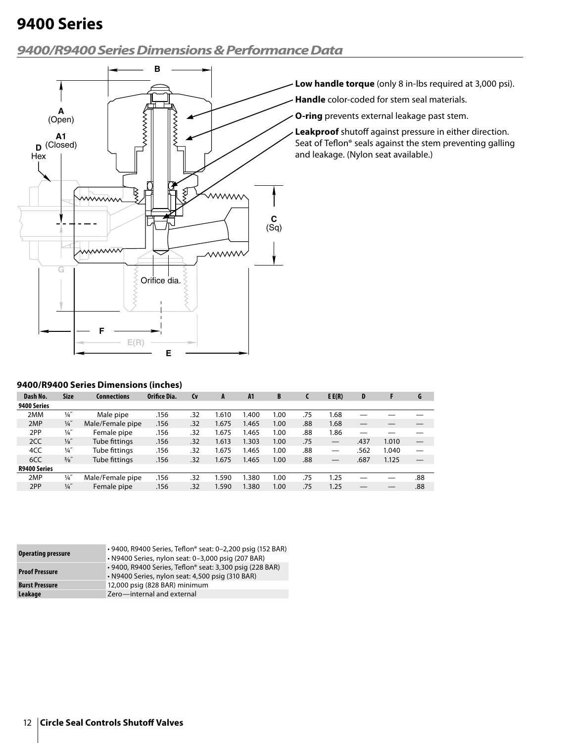# 9400 Series

## 9400/R9400 Series Dimensions & Performance Data

**Low handle torque** (only 8 in-lbs required at 3,000 psi).

**Handle** color-coded for stem seal materials.

**O-ring** prevents external leakage past stem.

**Leakproof** shutoff against pressure in either direction. Seat of Teflon® seals against the stem preventing galling and leakage. (Nylon seat available.)

### 9400/R9400 Series Dimensions (inches)

| Dash No. | Size | Connections | Orifice Dia. | Cv | A | A1 | B | C | E E(R) | D | F | G |
|---|---|---|---|---|---|---|---|---|---|---|---|---|
| **9400 Series** | | | | | | | | | | | | |
| 2MM | ¼″ | Male pipe | .156 | .32 | 1.610 | 1.400 | 1.00 | .75 | 1.68 | — | — | — |
| 2MP | ¼″ | Male/Female pipe | .156 | .32 | 1.675 | 1.465 | 1.00 | .88 | 1.68 | — | — | — |
| 2PP | ¼″ | Female pipe | .156 | .32 | 1.675 | 1.465 | 1.00 | .88 | 1.86 | — | — | — |
| 2CC | ⅛″ | Tube fittings | .156 | .32 | 1.613 | 1.303 | 1.00 | .75 | — | .437 | 1.010 | — |
| 4CC | ¼″ | Tube fittings | .156 | .32 | 1.675 | 1.465 | 1.00 | .88 | — | .562 | 1.040 | — |
| 6CC | ⅜″ | Tube fittings | .156 | .32 | 1.675 | 1.465 | 1.00 | .88 | — | .687 | 1.125 | — |
| **R9400 Series** | | | | | | | | | | | | |
| 2MP | ¼″ | Male/Female pipe | .156 | .32 | 1.590 | 1.380 | 1.00 | .75 | 1.25 | — | — | .88 |
| 2PP | ¼″ | Female pipe | .156 | .32 | 1.590 | 1.380 | 1.00 | .75 | 1.25 | — | — | .88 |

| | |
|---|---|
| **Operating pressure** | • 9400, R9400 Series, Teflon® seat: 0–2,200 psig (152 BAR)<br>• N9400 Series, nylon seat: 0–3,000 psig (207 BAR) |
| **Proof Pressure** | • 9400, R9400 Series, Teflon® seat: 3,300 psig (228 BAR)<br>• N9400 Series, nylon seat: 4,500 psig (310 BAR) |
| **Burst Pressure** | 12,000 psig (828 BAR) minimum |
| **Leakage** | Zero—internal and external |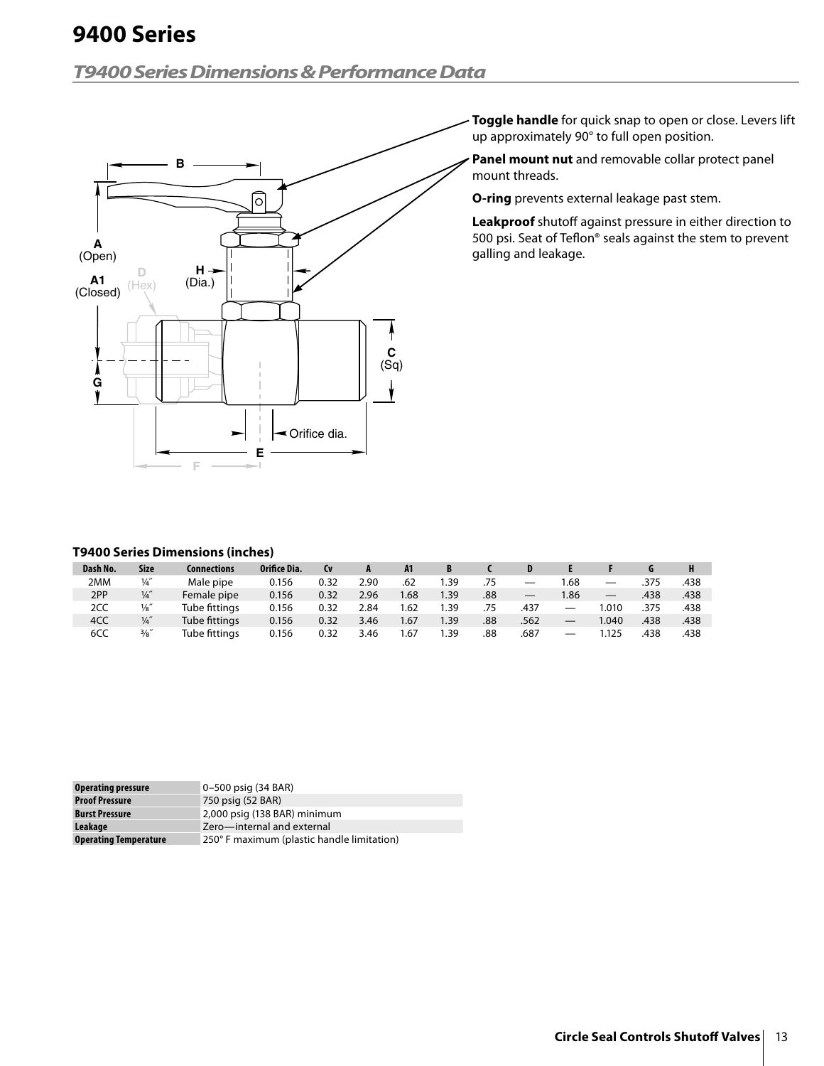# 9400 Series

## T9400 Series Dimensions & Performance Data

**Toggle handle** for quick snap to open or close. Levers lift up approximately 90° to full open position.

**Panel mount nut** and removable collar protect panel mount threads.

**O-ring** prevents external leakage past stem.

**Leakproof** shutoff against pressure in either direction to 500 psi. Seat of Teflon® seals against the stem to prevent galling and leakage.

### T9400 Series Dimensions (inches)

| Dash No. | Size | Connections | Orifice Dia. | Cv | A | A1 | B | C | D | E | F | G | H |
|---|---|---|---|---|---|---|---|---|---|---|---|---|---|
| 2MM | ¼″ | Male pipe | 0.156 | 0.32 | 2.90 | .62 | 1.39 | .75 | — | 1.68 | — | .375 | .438 |
| 2PP | ¼″ | Female pipe | 0.156 | 0.32 | 2.96 | 1.68 | 1.39 | .88 | — | 1.86 | — | .438 | .438 |
| 2CC | ⅛″ | Tube fittings | 0.156 | 0.32 | 2.84 | 1.62 | 1.39 | .75 | .437 | — | 1.010 | .375 | .438 |
| 4CC | ¼″ | Tube fittings | 0.156 | 0.32 | 3.46 | 1.67 | 1.39 | .88 | .562 | — | 1.040 | .438 | .438 |
| 6CC | ⅜″ | Tube fittings | 0.156 | 0.32 | 3.46 | 1.67 | 1.39 | .88 | .687 | — | 1.125 | .438 | .438 |

| | |
|---|---|
| **Operating pressure** | 0–500 psig (34 BAR) |
| **Proof Pressure** | 750 psig (52 BAR) |
| **Burst Pressure** | 2,000 psig (138 BAR) minimum |
| **Leakage** | Zero—internal and external |
| **Operating Temperature** | 250° F maximum (plastic handle limitation) |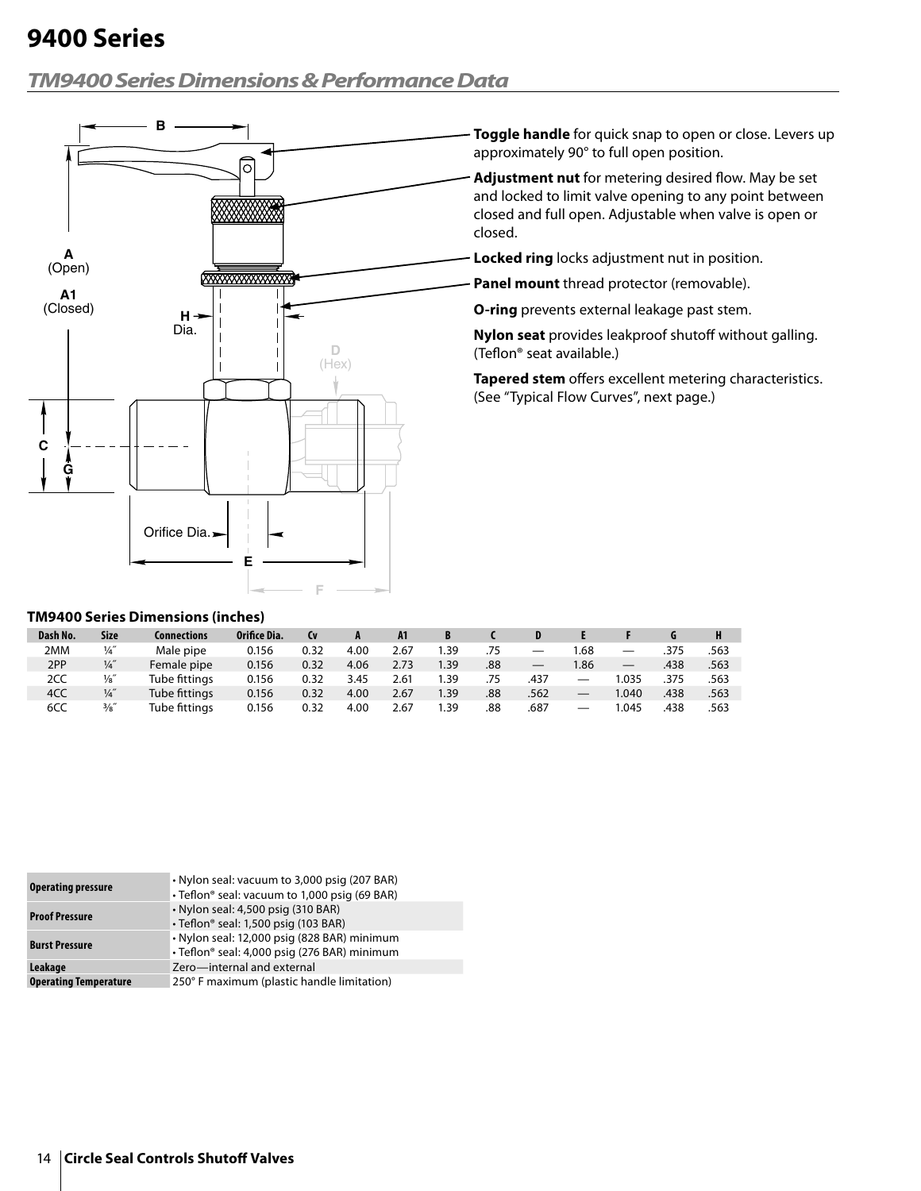# 9400 Series

## *TM9400 Series Dimensions & Performance Data*

**Toggle handle** for quick snap to open or close. Levers up approximately 90° to full open position.

**Adjustment nut** for metering desired flow. May be set and locked to limit valve opening to any point between closed and full open. Adjustable when valve is open or closed.

**Locked ring** locks adjustment nut in position.

**Panel mount** thread protector (removable).

**O-ring** prevents external leakage past stem.

**Nylon seat** provides leakproof shutoff without galling. (Teflon® seat available.)

**Tapered stem** offers excellent metering characteristics. (See "Typical Flow Curves", next page.)

### TM9400 Series Dimensions (inches)

| Dash No. | Size | Connections | Orifice Dia. | Cv | A | A1 | B | C | D | E | F | G | H |
|---|---|---|---|---|---|---|---|---|---|---|---|---|---|
| 2MM | ¼″ | Male pipe | 0.156 | 0.32 | 4.00 | 2.67 | 1.39 | .75 | — | 1.68 | — | .375 | .563 |
| 2PP | ¼″ | Female pipe | 0.156 | 0.32 | 4.06 | 2.73 | 1.39 | .88 | — | 1.86 | — | .438 | .563 |
| 2CC | ⅛″ | Tube fittings | 0.156 | 0.32 | 3.45 | 2.61 | 1.39 | .75 | .437 | — | 1.035 | .375 | .563 |
| 4CC | ¼″ | Tube fittings | 0.156 | 0.32 | 4.00 | 2.67 | 1.39 | .88 | .562 | — | 1.040 | .438 | .563 |
| 6CC | ⅜″ | Tube fittings | 0.156 | 0.32 | 4.00 | 2.67 | 1.39 | .88 | .687 | — | 1.045 | .438 | .563 |

| | |
|---|---|
| **Operating pressure** | • Nylon seal: vacuum to 3,000 psig (207 BAR)<br>• Teflon® seal: vacuum to 1,000 psig (69 BAR) |
| **Proof Pressure** | • Nylon seal: 4,500 psig (310 BAR)<br>• Teflon® seal: 1,500 psig (103 BAR) |
| **Burst Pressure** | • Nylon seal: 12,000 psig (828 BAR) minimum<br>• Teflon® seal: 4,000 psig (276 BAR) minimum |
| **Leakage** | Zero—internal and external |
| **Operating Temperature** | 250° F maximum (plastic handle limitation) |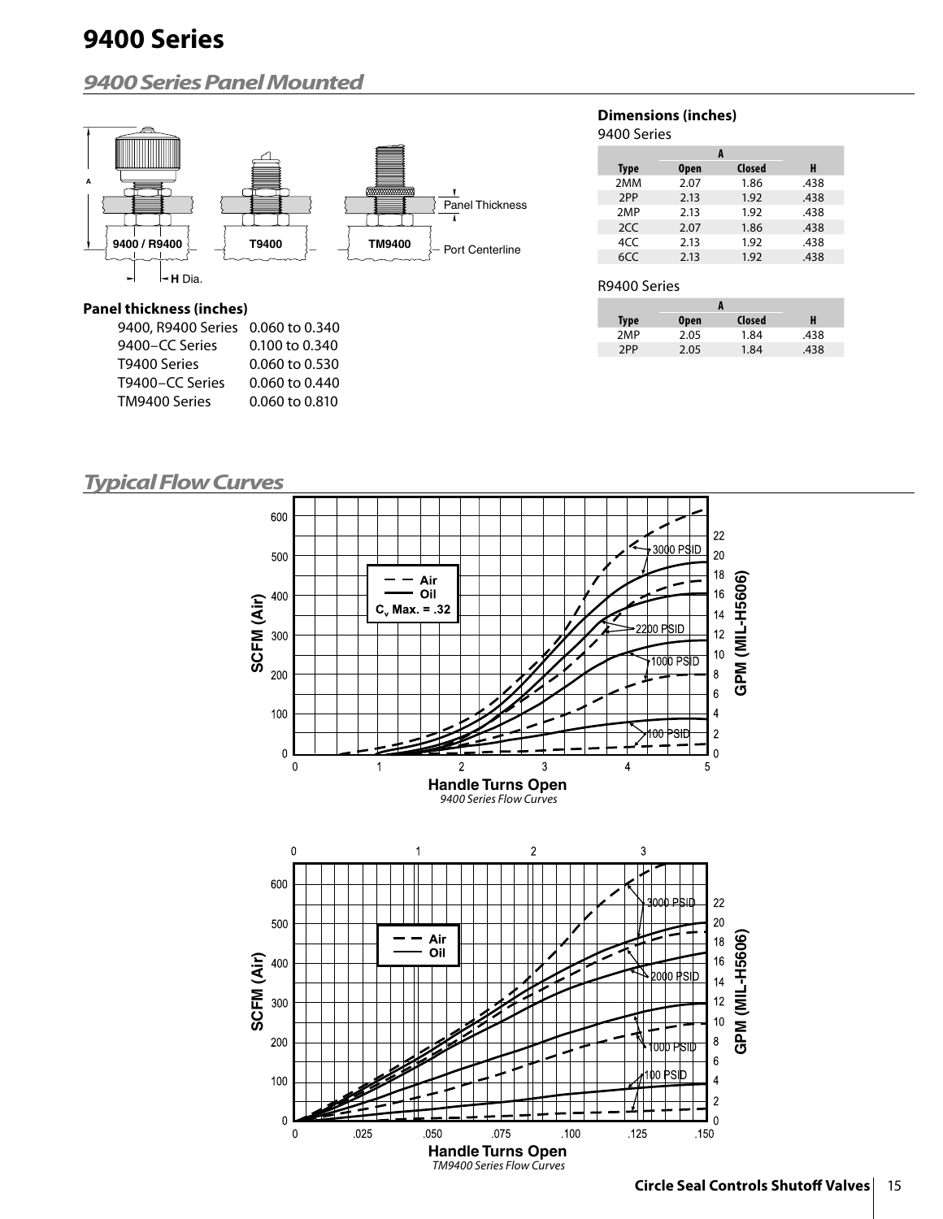# 9400 Series

## 9400 Series Panel Mounted

9400 / R9400 — T9400 — TM9400 — Panel Thickness — Port Centerline — A — H Dia.

**Panel thickness (inches)**

| | |
|---|---|
| 9400, R9400 Series | 0.060 to 0.340 |
| 9400–CC Series | 0.100 to 0.340 |
| T9400 Series | 0.060 to 0.530 |
| T9400–CC Series | 0.060 to 0.440 |
| TM9400 Series | 0.060 to 0.810 |

**Dimensions (inches)**

9400 Series

| | A | | |
|---|---|---|---|
| **Type** | **Open** | **Closed** | **H** |
| 2MM | 2.07 | 1.86 | .438 |
| 2PP | 2.13 | 1.92 | .438 |
| 2MP | 2.13 | 1.92 | .438 |
| 2CC | 2.07 | 1.86 | .438 |
| 4CC | 2.13 | 1.92 | .438 |
| 6CC | 2.13 | 1.92 | .438 |

R9400 Series

| | A | | |
|---|---|---|---|
| **Type** | **Open** | **Closed** | **H** |
| 2MP | 2.05 | 1.84 | .438 |
| 2PP | 2.05 | 1.84 | .438 |

## Typical Flow Curves

*9400 Series Flow Curves*

*TM9400 Series Flow Curves*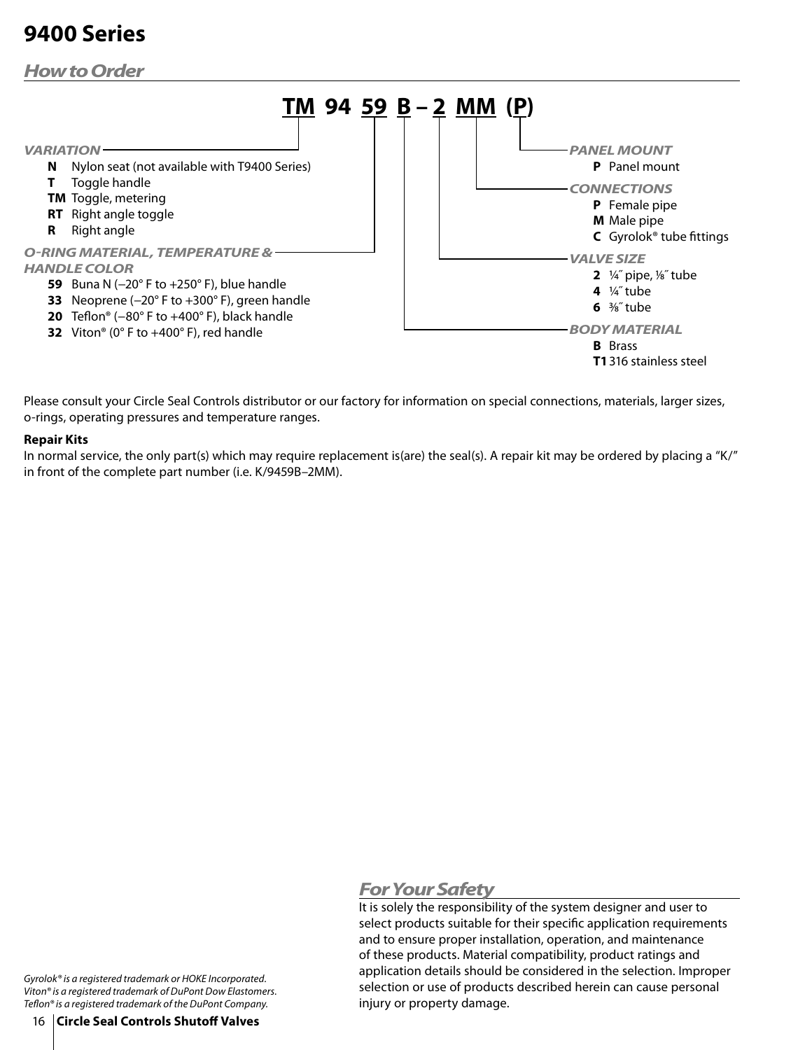# 9400 Series

## How to Order

**TM 94 59 B – 2 MM (P)**

### VARIATION

- **N** Nylon seat (not available with T9400 Series)
- **T** Toggle handle
- **TM** Toggle, metering
- **RT** Right angle toggle
- **R** Right angle

### O-RING MATERIAL, TEMPERATURE & HANDLE COLOR

- **59** Buna N (–20° F to +250° F), blue handle
- **33** Neoprene (–20° F to +300° F), green handle
- **20** Teflon® (–80° F to +400° F), black handle
- **32** Viton® (0° F to +400° F), red handle

### PANEL MOUNT

- **P** Panel mount

### CONNECTIONS

- **P** Female pipe
- **M** Male pipe
- **C** Gyrolok® tube fittings

### VALVE SIZE

- **2** ¼˝ pipe, ⅛˝ tube
- **4** ¼˝ tube
- **6** ⅜˝ tube

### BODY MATERIAL

- **B** Brass
- **T1** 316 stainless steel

Please consult your Circle Seal Controls distributor or our factory for information on special connections, materials, larger sizes, o-rings, operating pressures and temperature ranges.

**Repair Kits**

In normal service, the only part(s) which may require replacement is(are) the seal(s). A repair kit may be ordered by placing a "K/" in front of the complete part number (i.e. K/9459B–2MM).

## For Your Safety

It is solely the responsibility of the system designer and user to select products suitable for their specific application requirements and to ensure proper installation, operation, and maintenance of these products. Material compatibility, product ratings and application details should be considered in the selection. Improper selection or use of products described herein can cause personal injury or property damage.

*Gyrolok® is a registered trademark or HOKE Incorporated.*
*Viton® is a registered trademark of DuPont Dow Elastomers.*
*Teflon® is a registered trademark of the DuPont Company.*